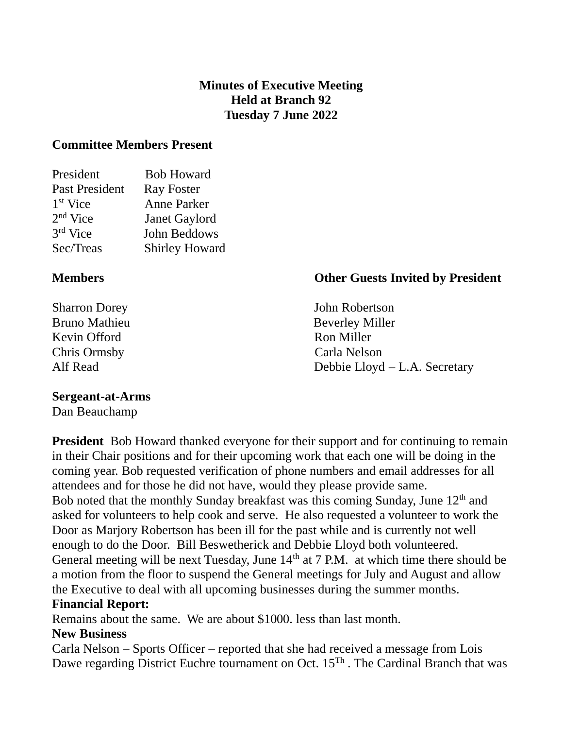**Minutes of Executive Meeting**
**Held at Branch 92**
**Tuesday 7 June 2022**

**Committee Members Present**

| | |
|---|---|
| President | Bob Howard |
| Past President | Ray Foster |
| 1st Vice | Anne Parker |
| 2nd Vice | Janet Gaylord |
| 3rd Vice | John Beddows |
| Sec/Treas | Shirley Howard |

| **Members** | **Other Guests Invited by President** |
|---|---|
| Sharron Dorey | John Robertson |
| Bruno Mathieu | Beverley Miller |
| Kevin Offord | Ron Miller |
| Chris Ormsby | Carla Nelson |
| Alf Read | Debbie Lloyd – L.A. Secretary |

**Sergeant-at-Arms**
Dan Beauchamp

**President** Bob Howard thanked everyone for their support and for continuing to remain in their Chair positions and for their upcoming work that each one will be doing in the coming year. Bob requested verification of phone numbers and email addresses for all attendees and for those he did not have, would they please provide same.
Bob noted that the monthly Sunday breakfast was this coming Sunday, June 12th and asked for volunteers to help cook and serve. He also requested a volunteer to work the Door as Marjory Robertson has been ill for the past while and is currently not well enough to do the Door. Bill Beswetherick and Debbie Lloyd both volunteered.
General meeting will be next Tuesday, June 14th at 7 P.M. at which time there should be a motion from the floor to suspend the General meetings for July and August and allow the Executive to deal with all upcoming businesses during the summer months.

**Financial Report:**
Remains about the same. We are about $1000. less than last month.

**New Business**
Carla Nelson – Sports Officer – reported that she had received a message from Lois Dawe regarding District Euchre tournament on Oct. 15Th . The Cardinal Branch that was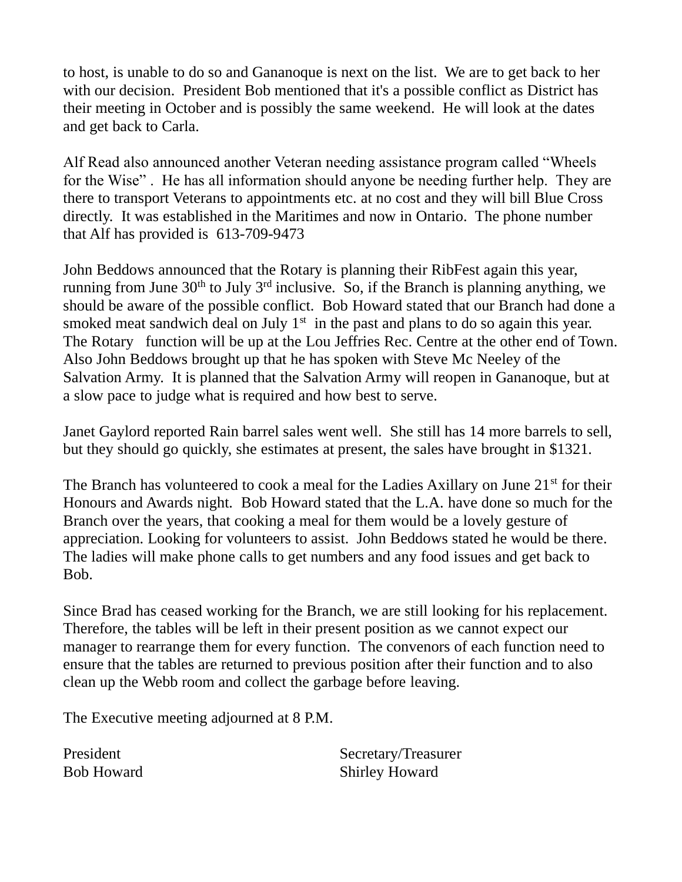to host, is unable to do so and Gananoque is next on the list. We are to get back to her with our decision. President Bob mentioned that it's a possible conflict as District has their meeting in October and is possibly the same weekend. He will look at the dates and get back to Carla.

Alf Read also announced another Veteran needing assistance program called "Wheels for the Wise" . He has all information should anyone be needing further help. They are there to transport Veterans to appointments etc. at no cost and they will bill Blue Cross directly. It was established in the Maritimes and now in Ontario. The phone number that Alf has provided is 613-709-9473

John Beddows announced that the Rotary is planning their RibFest again this year, running from June 30th to July 3rd inclusive. So, if the Branch is planning anything, we should be aware of the possible conflict. Bob Howard stated that our Branch had done a smoked meat sandwich deal on July 1st in the past and plans to do so again this year. The Rotary function will be up at the Lou Jeffries Rec. Centre at the other end of Town. Also John Beddows brought up that he has spoken with Steve Mc Neeley of the Salvation Army. It is planned that the Salvation Army will reopen in Gananoque, but at a slow pace to judge what is required and how best to serve.

Janet Gaylord reported Rain barrel sales went well. She still has 14 more barrels to sell, but they should go quickly, she estimates at present, the sales have brought in $1321.

The Branch has volunteered to cook a meal for the Ladies Axillary on June 21st for their Honours and Awards night. Bob Howard stated that the L.A. have done so much for the Branch over the years, that cooking a meal for them would be a lovely gesture of appreciation. Looking for volunteers to assist. John Beddows stated he would be there. The ladies will make phone calls to get numbers and any food issues and get back to Bob.

Since Brad has ceased working for the Branch, we are still looking for his replacement. Therefore, the tables will be left in their present position as we cannot expect our manager to rearrange them for every function. The convenors of each function need to ensure that the tables are returned to previous position after their function and to also clean up the Webb room and collect the garbage before leaving.

The Executive meeting adjourned at 8 P.M.

| | |
|---|---|
| President | Secretary/Treasurer |
| Bob Howard | Shirley Howard |